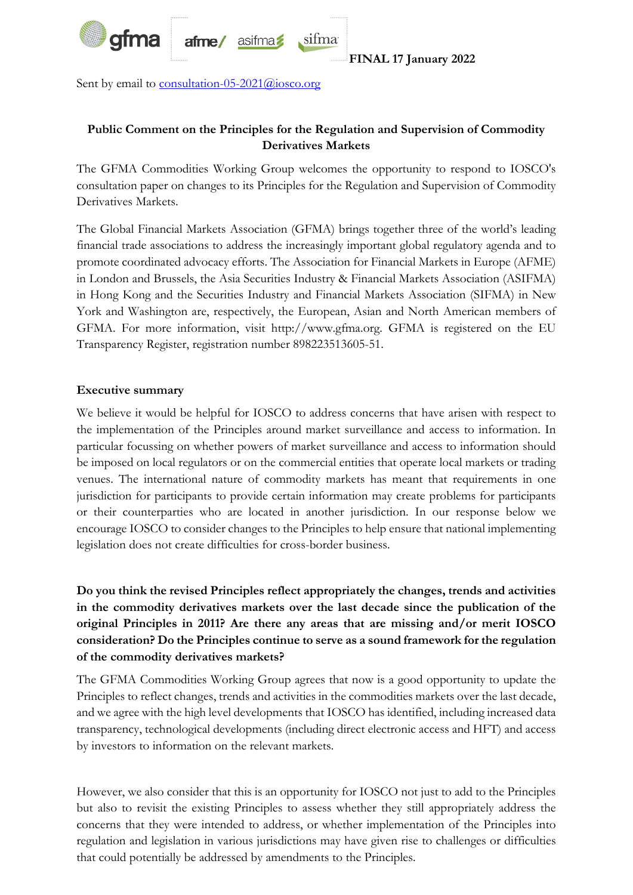**FINAL 17 January 2022**

Sent by email to consultation-05-2021@iosco.org

**Public Comment on the Principles for the Regulation and Supervision of Commodity Derivatives Markets**

The GFMA Commodities Working Group welcomes the opportunity to respond to IOSCO's consultation paper on changes to its Principles for the Regulation and Supervision of Commodity Derivatives Markets.

The Global Financial Markets Association (GFMA) brings together three of the world's leading financial trade associations to address the increasingly important global regulatory agenda and to promote coordinated advocacy efforts. The Association for Financial Markets in Europe (AFME) in London and Brussels, the Asia Securities Industry & Financial Markets Association (ASIFMA) in Hong Kong and the Securities Industry and Financial Markets Association (SIFMA) in New York and Washington are, respectively, the European, Asian and North American members of GFMA. For more information, visit http://www.gfma.org. GFMA is registered on the EU Transparency Register, registration number 898223513605-51.

**Executive summary**

We believe it would be helpful for IOSCO to address concerns that have arisen with respect to the implementation of the Principles around market surveillance and access to information. In particular focussing on whether powers of market surveillance and access to information should be imposed on local regulators or on the commercial entities that operate local markets or trading venues. The international nature of commodity markets has meant that requirements in one jurisdiction for participants to provide certain information may create problems for participants or their counterparties who are located in another jurisdiction. In our response below we encourage IOSCO to consider changes to the Principles to help ensure that national implementing legislation does not create difficulties for cross-border business.

**Do you think the revised Principles reflect appropriately the changes, trends and activities in the commodity derivatives markets over the last decade since the publication of the original Principles in 2011? Are there any areas that are missing and/or merit IOSCO consideration? Do the Principles continue to serve as a sound framework for the regulation of the commodity derivatives markets?**

The GFMA Commodities Working Group agrees that now is a good opportunity to update the Principles to reflect changes, trends and activities in the commodities markets over the last decade, and we agree with the high level developments that IOSCO has identified, including increased data transparency, technological developments (including direct electronic access and HFT) and access by investors to information on the relevant markets.

However, we also consider that this is an opportunity for IOSCO not just to add to the Principles but also to revisit the existing Principles to assess whether they still appropriately address the concerns that they were intended to address, or whether implementation of the Principles into regulation and legislation in various jurisdictions may have given rise to challenges or difficulties that could potentially be addressed by amendments to the Principles.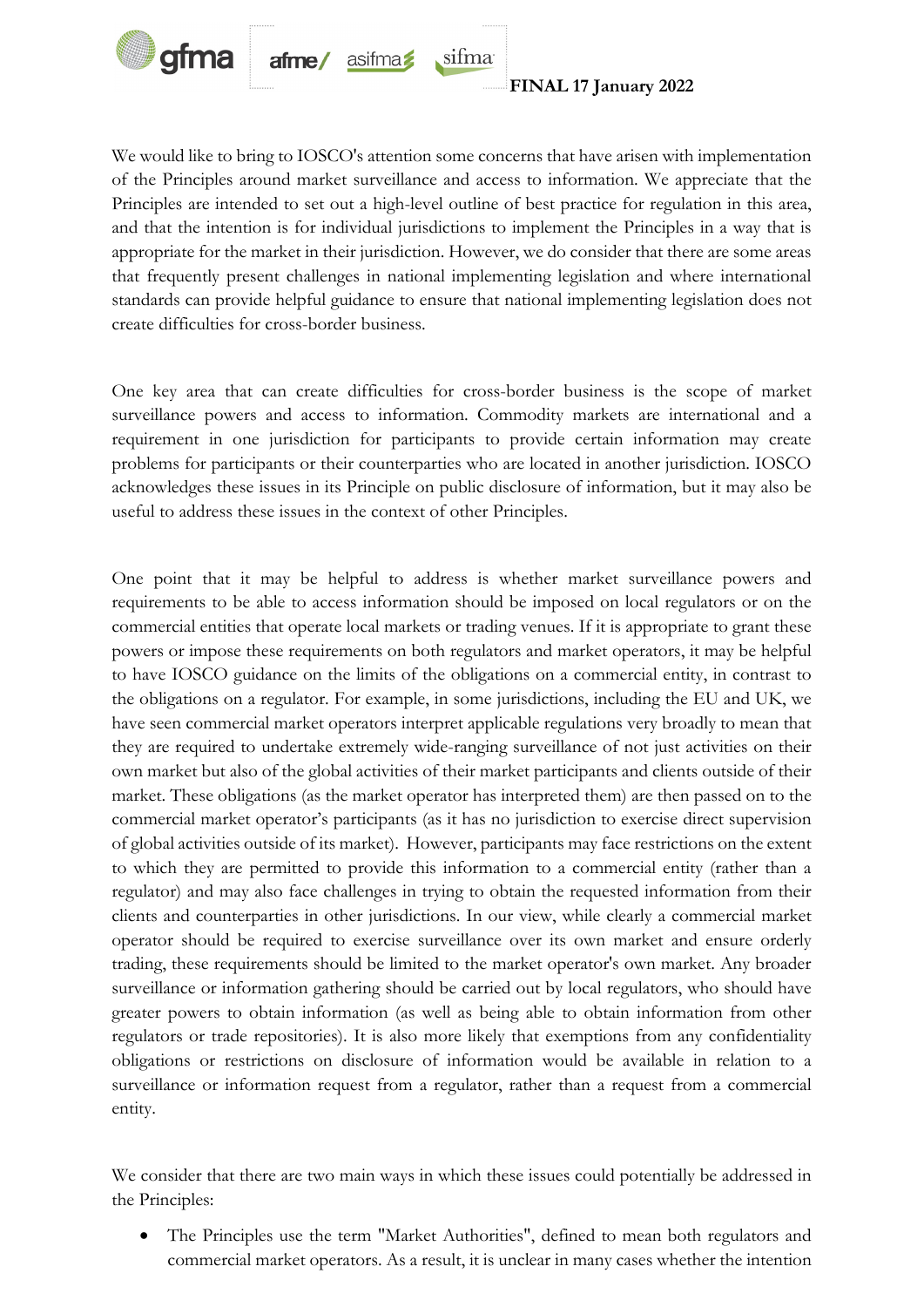We would like to bring to IOSCO's attention some concerns that have arisen with implementation of the Principles around market surveillance and access to information. We appreciate that the Principles are intended to set out a high-level outline of best practice for regulation in this area, and that the intention is for individual jurisdictions to implement the Principles in a way that is appropriate for the market in their jurisdiction. However, we do consider that there are some areas that frequently present challenges in national implementing legislation and where international standards can provide helpful guidance to ensure that national implementing legislation does not create difficulties for cross-border business.

One key area that can create difficulties for cross-border business is the scope of market surveillance powers and access to information. Commodity markets are international and a requirement in one jurisdiction for participants to provide certain information may create problems for participants or their counterparties who are located in another jurisdiction. IOSCO acknowledges these issues in its Principle on public disclosure of information, but it may also be useful to address these issues in the context of other Principles.

One point that it may be helpful to address is whether market surveillance powers and requirements to be able to access information should be imposed on local regulators or on the commercial entities that operate local markets or trading venues. If it is appropriate to grant these powers or impose these requirements on both regulators and market operators, it may be helpful to have IOSCO guidance on the limits of the obligations on a commercial entity, in contrast to the obligations on a regulator. For example, in some jurisdictions, including the EU and UK, we have seen commercial market operators interpret applicable regulations very broadly to mean that they are required to undertake extremely wide-ranging surveillance of not just activities on their own market but also of the global activities of their market participants and clients outside of their market. These obligations (as the market operator has interpreted them) are then passed on to the commercial market operator's participants (as it has no jurisdiction to exercise direct supervision of global activities outside of its market). However, participants may face restrictions on the extent to which they are permitted to provide this information to a commercial entity (rather than a regulator) and may also face challenges in trying to obtain the requested information from their clients and counterparties in other jurisdictions. In our view, while clearly a commercial market operator should be required to exercise surveillance over its own market and ensure orderly trading, these requirements should be limited to the market operator's own market. Any broader surveillance or information gathering should be carried out by local regulators, who should have greater powers to obtain information (as well as being able to obtain information from other regulators or trade repositories). It is also more likely that exemptions from any confidentiality obligations or restrictions on disclosure of information would be available in relation to a surveillance or information request from a regulator, rather than a request from a commercial entity.

We consider that there are two main ways in which these issues could potentially be addressed in the Principles:

- The Principles use the term "Market Authorities", defined to mean both regulators and commercial market operators. As a result, it is unclear in many cases whether the intention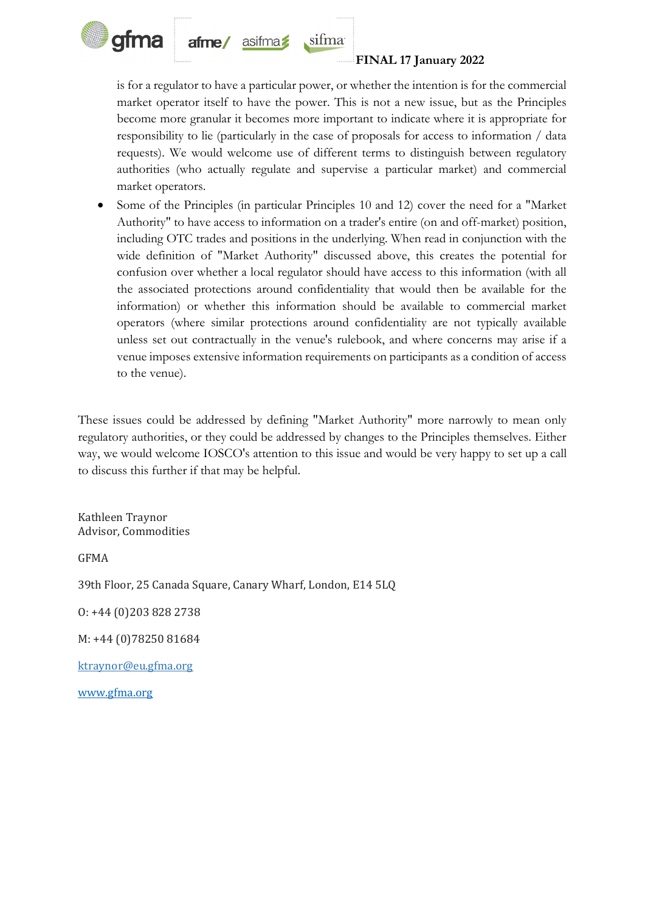is for a regulator to have a particular power, or whether the intention is for the commercial market operator itself to have the power. This is not a new issue, but as the Principles become more granular it becomes more important to indicate where it is appropriate for responsibility to lie (particularly in the case of proposals for access to information / data requests). We would welcome use of different terms to distinguish between regulatory authorities (who actually regulate and supervise a particular market) and commercial market operators.

- Some of the Principles (in particular Principles 10 and 12) cover the need for a "Market Authority" to have access to information on a trader's entire (on and off-market) position, including OTC trades and positions in the underlying. When read in conjunction with the wide definition of "Market Authority" discussed above, this creates the potential for confusion over whether a local regulator should have access to this information (with all the associated protections around confidentiality that would then be available for the information) or whether this information should be available to commercial market operators (where similar protections around confidentiality are not typically available unless set out contractually in the venue's rulebook, and where concerns may arise if a venue imposes extensive information requirements on participants as a condition of access to the venue).

These issues could be addressed by defining "Market Authority" more narrowly to mean only regulatory authorities, or they could be addressed by changes to the Principles themselves. Either way, we would welcome IOSCO's attention to this issue and would be very happy to set up a call to discuss this further if that may be helpful.

Kathleen Traynor
Advisor, Commodities

GFMA

39th Floor, 25 Canada Square, Canary Wharf, London, E14 5LQ

O: +44 (0)203 828 2738

M: +44 (0)78250 81684

ktraynor@eu.gfma.org

www.gfma.org